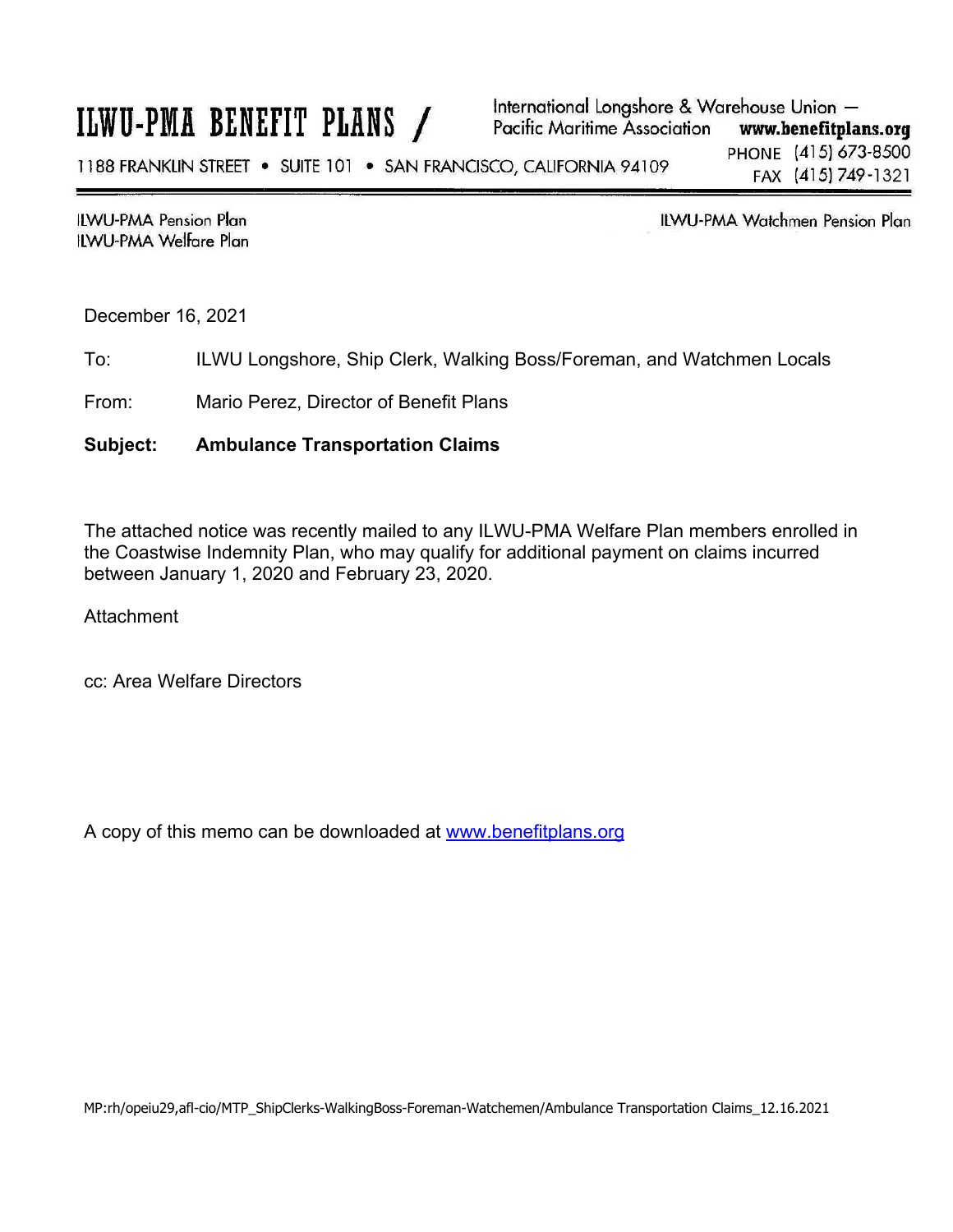# ILWU-PMA BENEFIT PLANS /

International Longshore & Warehouse Union —
Pacific Maritime Association **www.benefitplans.org**

1188 FRANKLIN STREET • SUITE 101 • SAN FRANCISCO, CALIFORNIA 94109

PHONE (415) 673-8500
FAX (415) 749-1321

ILWU-PMA Pension Plan
ILWU-PMA Welfare Plan

ILWU-PMA Watchmen Pension Plan

December 16, 2021

To: ILWU Longshore, Ship Clerk, Walking Boss/Foreman, and Watchmen Locals

From: Mario Perez, Director of Benefit Plans

**Subject: Ambulance Transportation Claims**

The attached notice was recently mailed to any ILWU-PMA Welfare Plan members enrolled in the Coastwise Indemnity Plan, who may qualify for additional payment on claims incurred between January 1, 2020 and February 23, 2020.

Attachment

cc: Area Welfare Directors

A copy of this memo can be downloaded at www.benefitplans.org

MP:rh/opeiu29,afl-cio/MTP_ShipClerks-WalkingBoss-Foreman-Watchmen/Ambulance Transportation Claims_12.16.2021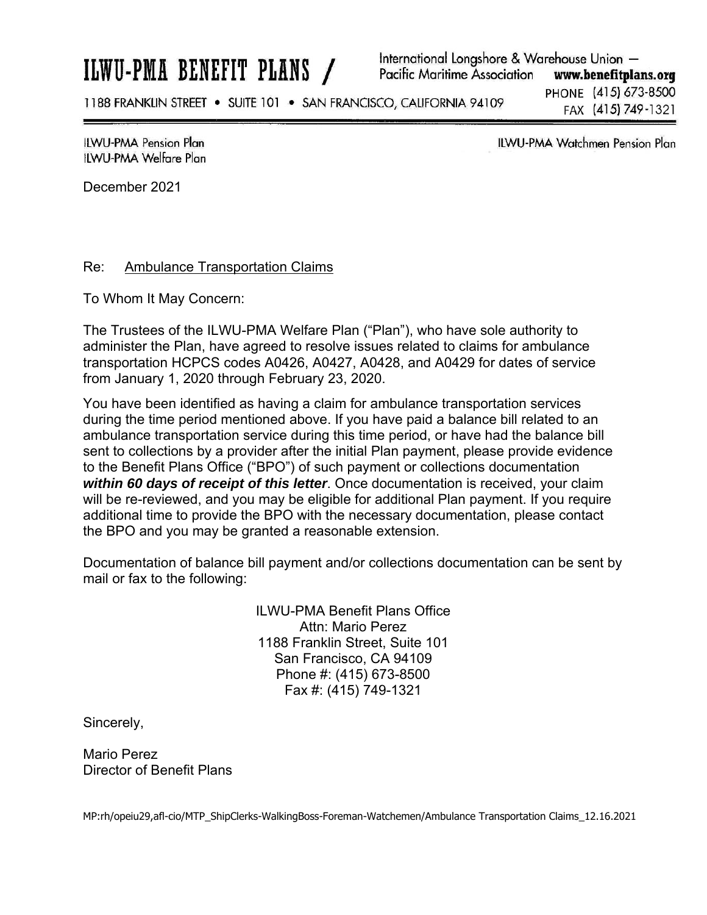# ILWU-PMA BENEFIT PLANS /

International Longshore & Warehouse Union — Pacific Maritime Association **www.benefitplans.org**

1188 FRANKLIN STREET • SUITE 101 • SAN FRANCISCO, CALIFORNIA 94109

PHONE (415) 673-8500
FAX (415) 749-1321

ILWU-PMA Pension Plan
ILWU-PMA Welfare Plan

ILWU-PMA Watchmen Pension Plan

December 2021

Re: Ambulance Transportation Claims

To Whom It May Concern:

The Trustees of the ILWU-PMA Welfare Plan ("Plan"), who have sole authority to administer the Plan, have agreed to resolve issues related to claims for ambulance transportation HCPCS codes A0426, A0427, A0428, and A0429 for dates of service from January 1, 2020 through February 23, 2020.

You have been identified as having a claim for ambulance transportation services during the time period mentioned above. If you have paid a balance bill related to an ambulance transportation service during this time period, or have had the balance bill sent to collections by a provider after the initial Plan payment, please provide evidence to the Benefit Plans Office ("BPO") of such payment or collections documentation ***within 60 days of receipt of this letter***. Once documentation is received, your claim will be re-reviewed, and you may be eligible for additional Plan payment. If you require additional time to provide the BPO with the necessary documentation, please contact the BPO and you may be granted a reasonable extension.

Documentation of balance bill payment and/or collections documentation can be sent by mail or fax to the following:

ILWU-PMA Benefit Plans Office
Attn: Mario Perez
1188 Franklin Street, Suite 101
San Francisco, CA 94109
Phone #: (415) 673-8500
Fax #: (415) 749-1321

Sincerely,

Mario Perez
Director of Benefit Plans

MP:rh/opeiu29,afl-cio/MTP_ShipClerks-WalkingBoss-Foreman-Watchemen/Ambulance Transportation Claims_12.16.2021